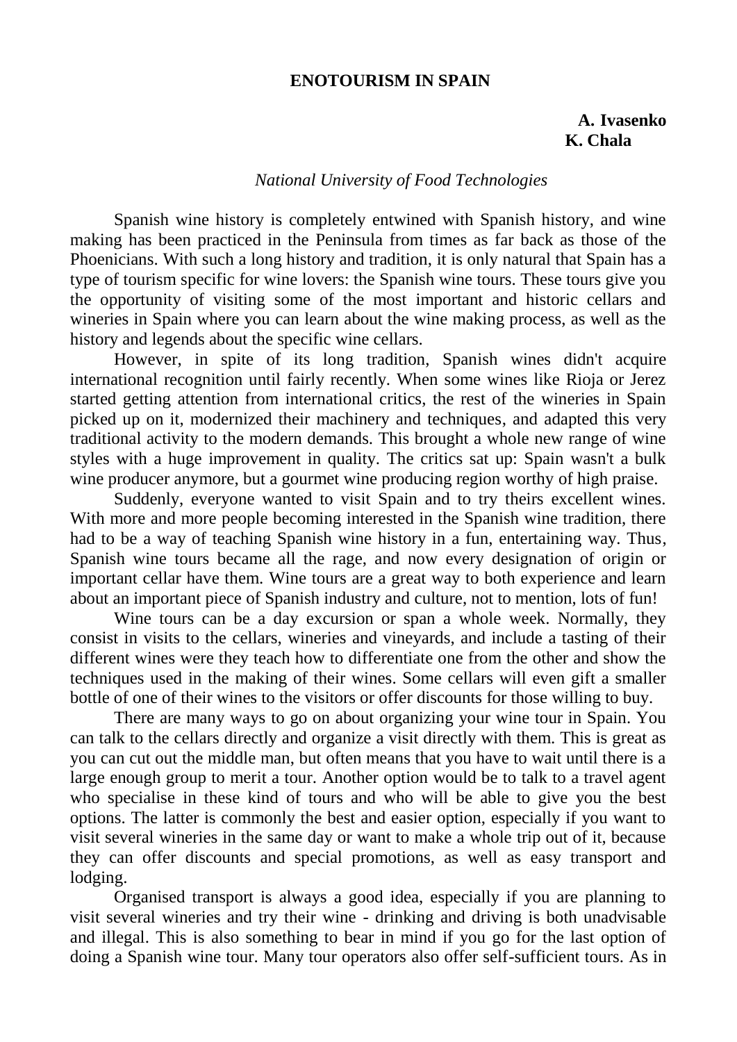# ENOTOURISM IN SPAIN

**A. Ivasenko**
**K. Chala**

*National University of Food Technologies*

Spanish wine history is completely entwined with Spanish history, and wine making has been practiced in the Peninsula from times as far back as those of the Phoenicians. With such a long history and tradition, it is only natural that Spain has a type of tourism specific for wine lovers: the Spanish wine tours. These tours give you the opportunity of visiting some of the most important and historic cellars and wineries in Spain where you can learn about the wine making process, as well as the history and legends about the specific wine cellars.

However, in spite of its long tradition, Spanish wines didn't acquire international recognition until fairly recently. When some wines like Rioja or Jerez started getting attention from international critics, the rest of the wineries in Spain picked up on it, modernized their machinery and techniques, and adapted this very traditional activity to the modern demands. This brought a whole new range of wine styles with a huge improvement in quality. The critics sat up: Spain wasn't a bulk wine producer anymore, but a gourmet wine producing region worthy of high praise.

Suddenly, everyone wanted to visit Spain and to try theirs excellent wines. With more and more people becoming interested in the Spanish wine tradition, there had to be a way of teaching Spanish wine history in a fun, entertaining way. Thus, Spanish wine tours became all the rage, and now every designation of origin or important cellar have them. Wine tours are a great way to both experience and learn about an important piece of Spanish industry and culture, not to mention, lots of fun!

Wine tours can be a day excursion or span a whole week. Normally, they consist in visits to the cellars, wineries and vineyards, and include a tasting of their different wines were they teach how to differentiate one from the other and show the techniques used in the making of their wines. Some cellars will even gift a smaller bottle of one of their wines to the visitors or offer discounts for those willing to buy.

There are many ways to go on about organizing your wine tour in Spain. You can talk to the cellars directly and organize a visit directly with them. This is great as you can cut out the middle man, but often means that you have to wait until there is a large enough group to merit a tour. Another option would be to talk to a travel agent who specialise in these kind of tours and who will be able to give you the best options. The latter is commonly the best and easier option, especially if you want to visit several wineries in the same day or want to make a whole trip out of it, because they can offer discounts and special promotions, as well as easy transport and lodging.

Organised transport is always a good idea, especially if you are planning to visit several wineries and try their wine - drinking and driving is both unadvisable and illegal. This is also something to bear in mind if you go for the last option of doing a Spanish wine tour. Many tour operators also offer self-sufficient tours. As in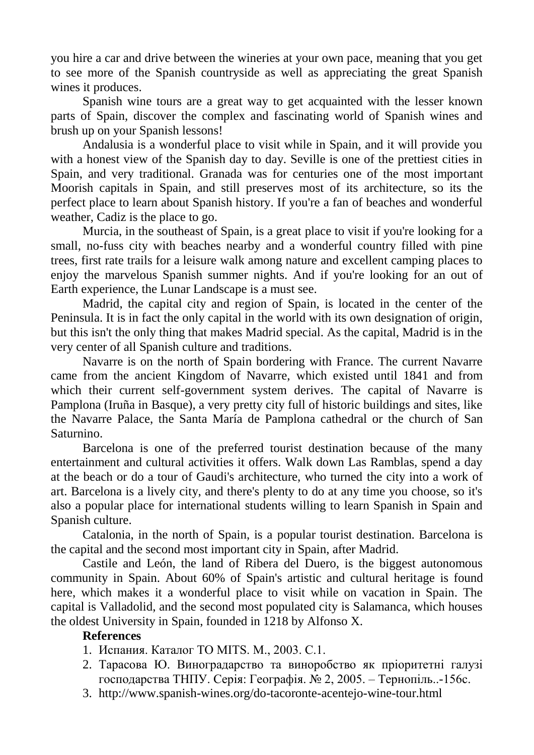you hire a car and drive between the wineries at your own pace, meaning that you get to see more of the Spanish countryside as well as appreciating the great Spanish wines it produces.

Spanish wine tours are a great way to get acquainted with the lesser known parts of Spain, discover the complex and fascinating world of Spanish wines and brush up on your Spanish lessons!

Andalusia is a wonderful place to visit while in Spain, and it will provide you with a honest view of the Spanish day to day. Seville is one of the prettiest cities in Spain, and very traditional. Granada was for centuries one of the most important Moorish capitals in Spain, and still preserves most of its architecture, so its the perfect place to learn about Spanish history. If you're a fan of beaches and wonderful weather, Cadiz is the place to go.

Murcia, in the southeast of Spain, is a great place to visit if you're looking for a small, no-fuss city with beaches nearby and a wonderful country filled with pine trees, first rate trails for a leisure walk among nature and excellent camping places to enjoy the marvelous Spanish summer nights. And if you're looking for an out of Earth experience, the Lunar Landscape is a must see.

Madrid, the capital city and region of Spain, is located in the center of the Peninsula. It is in fact the only capital in the world with its own designation of origin, but this isn't the only thing that makes Madrid special. As the capital, Madrid is in the very center of all Spanish culture and traditions.

Navarre is on the north of Spain bordering with France. The current Navarre came from the ancient Kingdom of Navarre, which existed until 1841 and from which their current self-government system derives. The capital of Navarre is Pamplona (Iruña in Basque), a very pretty city full of historic buildings and sites, like the Navarre Palace, the Santa María de Pamplona cathedral or the church of San Saturnino.

Barcelona is one of the preferred tourist destination because of the many entertainment and cultural activities it offers. Walk down Las Ramblas, spend a day at the beach or do a tour of Gaudi's architecture, who turned the city into a work of art. Barcelona is a lively city, and there's plenty to do at any time you choose, so it's also a popular place for international students willing to learn Spanish in Spain and Spanish culture.

Catalonia, in the north of Spain, is a popular tourist destination. Barcelona is the capital and the second most important city in Spain, after Madrid.

Castile and León, the land of Ribera del Duero, is the biggest autonomous community in Spain. About 60% of Spain's artistic and cultural heritage is found here, which makes it a wonderful place to visit while on vacation in Spain. The capital is Valladolid, and the second most populated city is Salamanca, which houses the oldest University in Spain, founded in 1218 by Alfonso X.

**References**

1. Испания. Каталог ТО MITS. М., 2003. С.1.
2. Тарасова Ю. Виноградарство та виноробство як пріоритетні галузі господарства ТНПУ. Серія: Географія. № 2, 2005. – Тернопіль..-156с.
3. http://www.spanish-wines.org/do-tacoronte-acentejo-wine-tour.html